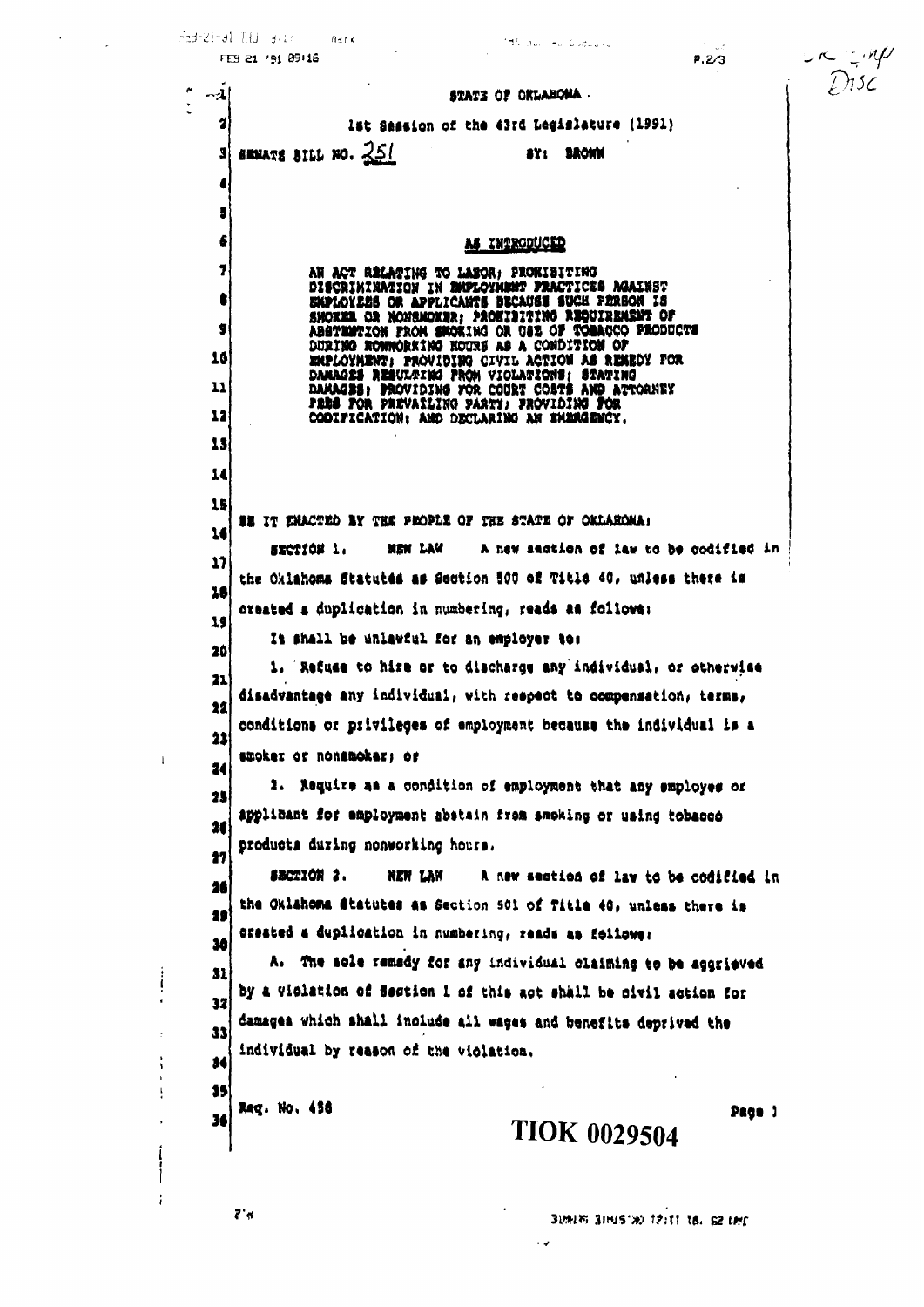STATE OF OKLAHOMA

1st Session of the 43rd Legislature (1991)

SENATE BILL NO. 251 BY: BROWN

AS INTRODUCED

AN ACT RELATING TO LABOR; PROHIBITING DISCRIMINATION IN EMPLOYMENT PRACTICES AGAINST EMPLOYEES OR APPLICANTS BECAUSE SUCH PERSON IS SMOKER OR NONSMOKER; PROHIBITING REQUIREMENT OF ABSTENTION FROM SMOKING OR USE OF TOBACCO PRODUCTS DURING NONWORKING HOURS AS A CONDITION OF EMPLOYMENT; PROVIDING CIVIL ACTION AS REMEDY FOR DAMAGES RESULTING FROM VIOLATIONS; STATING DAMAGES; PROVIDING FOR COURT COSTS AND ATTORNEY FEES FOR PREVAILING PARTY; PROVIDING FOR CODIFICATION; AND DECLARING AN EMERGENCY.

BE IT ENACTED BY THE PEOPLE OF THE STATE OF OKLAHOMA:

SECTION 1. NEW LAW A new section of law to be codified in the Oklahoma Statutes as Section 500 of Title 40, unless there is created a duplication in numbering, reads as follows:

It shall be unlawful for an employer to:

1. Refuse to hire or to discharge any individual, or otherwise disadvantage any individual, with respect to compensation, terms, conditions or privileges of employment because the individual is a smoker or nonsmoker; or

2. Require as a condition of employment that any employee or applicant for employment abstain from smoking or using tobacco products during nonworking hours.

SECTION 2. NEW LAW A new section of law to be codified in the Oklahoma Statutes as Section 501 of Title 40, unless there is created a duplication in numbering, reads as follows:

A. The sole remedy for any individual claiming to be aggrieved by a violation of Section 1 of this act shall be civil action for damages which shall include all wages and benefits deprived the individual by reason of the violation.

Req. No. 456

TIOK 0029504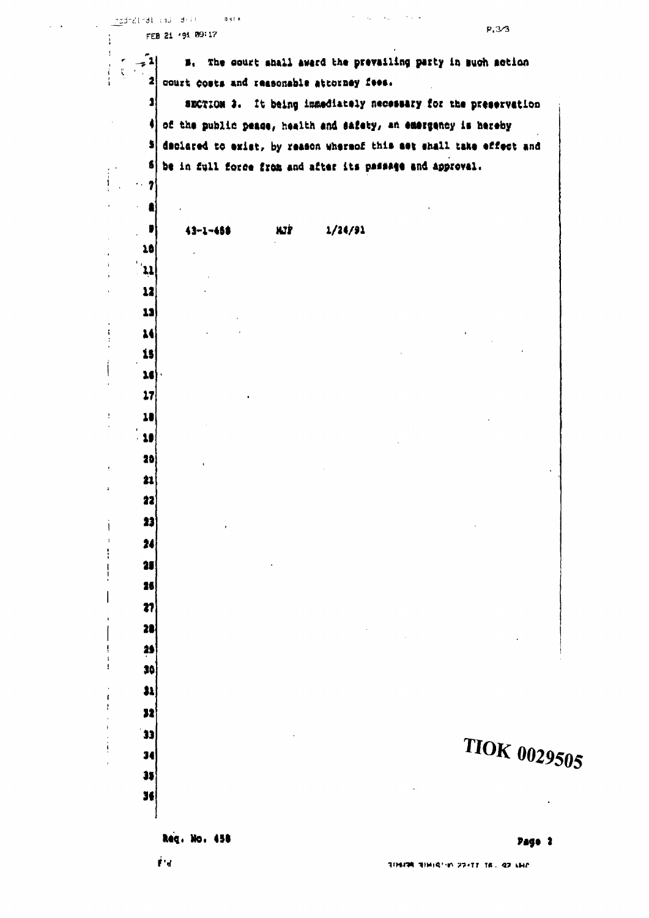B. The court shall award the prevailing party in such action court costs and reasonable attorney fees.

SECTION 3. It being immediately necessary for the preservation of the public peace, health and safety, an emergency is hereby declared to exist, by reason whereof this act shall take effect and be in full force from and after its passage and approval.

43-1-458 MJF 1/24/91

TIOK 0029505

Req. No. 458